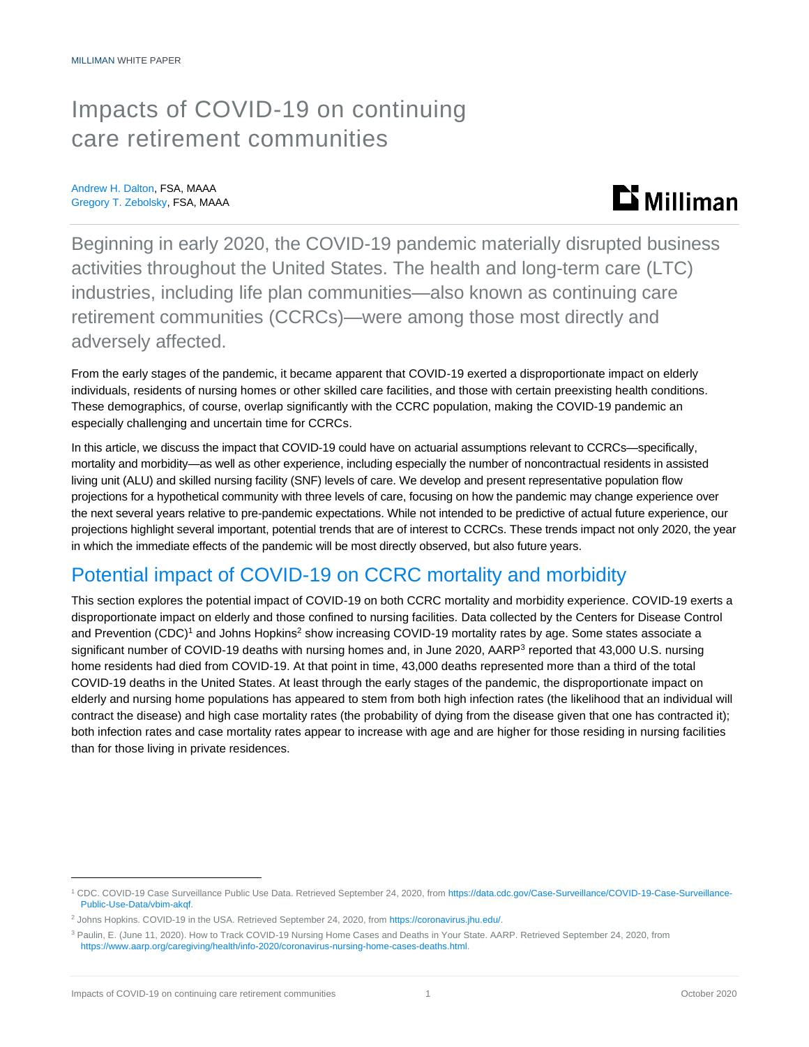MILLIMAN WHITE PAPER

# Impacts of COVID-19 on continuing care retirement communities

Andrew H. Dalton, FSA, MAAA
Gregory T. Zebolsky, FSA, MAAA

Beginning in early 2020, the COVID-19 pandemic materially disrupted business activities throughout the United States. The health and long-term care (LTC) industries, including life plan communities—also known as continuing care retirement communities (CCRCs)—were among those most directly and adversely affected.

From the early stages of the pandemic, it became apparent that COVID-19 exerted a disproportionate impact on elderly individuals, residents of nursing homes or other skilled care facilities, and those with certain preexisting health conditions. These demographics, of course, overlap significantly with the CCRC population, making the COVID-19 pandemic an especially challenging and uncertain time for CCRCs.

In this article, we discuss the impact that COVID-19 could have on actuarial assumptions relevant to CCRCs—specifically, mortality and morbidity—as well as other experience, including especially the number of noncontractual residents in assisted living unit (ALU) and skilled nursing facility (SNF) levels of care. We develop and present representative population flow projections for a hypothetical community with three levels of care, focusing on how the pandemic may change experience over the next several years relative to pre-pandemic expectations. While not intended to be predictive of actual future experience, our projections highlight several important, potential trends that are of interest to CCRCs. These trends impact not only 2020, the year in which the immediate effects of the pandemic will be most directly observed, but also future years.

## Potential impact of COVID-19 on CCRC mortality and morbidity

This section explores the potential impact of COVID-19 on both CCRC mortality and morbidity experience. COVID-19 exerts a disproportionate impact on elderly and those confined to nursing facilities. Data collected by the Centers for Disease Control and Prevention (CDC)[1] and Johns Hopkins[2] show increasing COVID-19 mortality rates by age. Some states associate a significant number of COVID-19 deaths with nursing homes and, in June 2020, AARP[3] reported that 43,000 U.S. nursing home residents had died from COVID-19. At that point in time, 43,000 deaths represented more than a third of the total COVID-19 deaths in the United States. At least through the early stages of the pandemic, the disproportionate impact on elderly and nursing home populations has appeared to stem from both high infection rates (the likelihood that an individual will contract the disease) and high case mortality rates (the probability of dying from the disease given that one has contracted it); both infection rates and case mortality rates appear to increase with age and are higher for those residing in nursing facilities than for those living in private residences.

---

[1] CDC. COVID-19 Case Surveillance Public Use Data. Retrieved September 24, 2020, from https://data.cdc.gov/Case-Surveillance/COVID-19-Case-Surveillance-Public-Use-Data/vbim-akqf.

[2] Johns Hopkins. COVID-19 in the USA. Retrieved September 24, 2020, from https://coronavirus.jhu.edu/.

[3] Paulin, E. (June 11, 2020). How to Track COVID-19 Nursing Home Cases and Deaths in Your State. AARP. Retrieved September 24, 2020, from https://www.aarp.org/caregiving/health/info-2020/coronavirus-nursing-home-cases-deaths.html.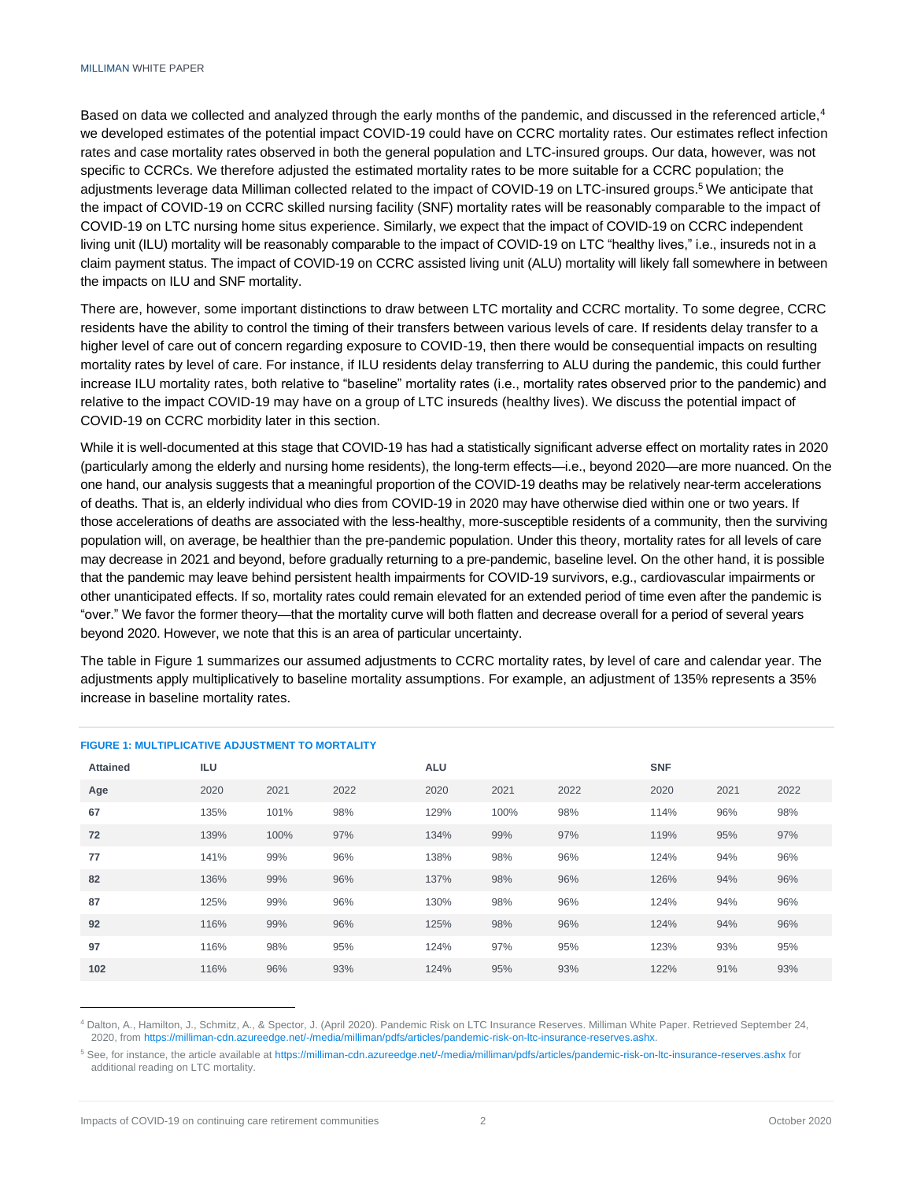Based on data we collected and analyzed through the early months of the pandemic, and discussed in the referenced article,[4] we developed estimates of the potential impact COVID-19 could have on CCRC mortality rates. Our estimates reflect infection rates and case mortality rates observed in both the general population and LTC-insured groups. Our data, however, was not specific to CCRCs. We therefore adjusted the estimated mortality rates to be more suitable for a CCRC population; the adjustments leverage data Milliman collected related to the impact of COVID-19 on LTC-insured groups.[5] We anticipate that the impact of COVID-19 on CCRC skilled nursing facility (SNF) mortality rates will be reasonably comparable to the impact of COVID-19 on LTC nursing home situs experience. Similarly, we expect that the impact of COVID-19 on CCRC independent living unit (ILU) mortality will be reasonably comparable to the impact of COVID-19 on LTC "healthy lives," i.e., insureds not in a claim payment status. The impact of COVID-19 on CCRC assisted living unit (ALU) mortality will likely fall somewhere in between the impacts on ILU and SNF mortality.

There are, however, some important distinctions to draw between LTC mortality and CCRC mortality. To some degree, CCRC residents have the ability to control the timing of their transfers between various levels of care. If residents delay transfer to a higher level of care out of concern regarding exposure to COVID-19, then there would be consequential impacts on resulting mortality rates by level of care. For instance, if ILU residents delay transferring to ALU during the pandemic, this could further increase ILU mortality rates, both relative to "baseline" mortality rates (i.e., mortality rates observed prior to the pandemic) and relative to the impact COVID-19 may have on a group of LTC insureds (healthy lives). We discuss the potential impact of COVID-19 on CCRC morbidity later in this section.

While it is well-documented at this stage that COVID-19 has had a statistically significant adverse effect on mortality rates in 2020 (particularly among the elderly and nursing home residents), the long-term effects—i.e., beyond 2020—are more nuanced. On the one hand, our analysis suggests that a meaningful proportion of the COVID-19 deaths may be relatively near-term accelerations of deaths. That is, an elderly individual who dies from COVID-19 in 2020 may have otherwise died within one or two years. If those accelerations of deaths are associated with the less-healthy, more-susceptible residents of a community, then the surviving population will, on average, be healthier than the pre-pandemic population. Under this theory, mortality rates for all levels of care may decrease in 2021 and beyond, before gradually returning to a pre-pandemic, baseline level. On the other hand, it is possible that the pandemic may leave behind persistent health impairments for COVID-19 survivors, e.g., cardiovascular impairments or other unanticipated effects. If so, mortality rates could remain elevated for an extended period of time even after the pandemic is "over." We favor the former theory—that the mortality curve will both flatten and decrease overall for a period of several years beyond 2020. However, we note that this is an area of particular uncertainty.

The table in Figure 1 summarizes our assumed adjustments to CCRC mortality rates, by level of care and calendar year. The adjustments apply multiplicatively to baseline mortality assumptions. For example, an adjustment of 135% represents a 35% increase in baseline mortality rates.

**FIGURE 1: MULTIPLICATIVE ADJUSTMENT TO MORTALITY**

| Attained | ILU | | | ALU | | | SNF | | |
|---|---|---|---|---|---|---|---|---|---|
| **Age** | 2020 | 2021 | 2022 | 2020 | 2021 | 2022 | 2020 | 2021 | 2022 |
| **67** | 135% | 101% | 98% | 129% | 100% | 98% | 114% | 96% | 98% |
| **72** | 139% | 100% | 97% | 134% | 99% | 97% | 119% | 95% | 97% |
| **77** | 141% | 99% | 96% | 138% | 98% | 96% | 124% | 94% | 96% |
| **82** | 136% | 99% | 96% | 137% | 98% | 96% | 126% | 94% | 96% |
| **87** | 125% | 99% | 96% | 130% | 98% | 96% | 124% | 94% | 96% |
| **92** | 116% | 99% | 96% | 125% | 98% | 96% | 124% | 94% | 96% |
| **97** | 116% | 98% | 95% | 124% | 97% | 95% | 123% | 93% | 95% |
| **102** | 116% | 96% | 93% | 124% | 95% | 93% | 122% | 91% | 93% |

[4] Dalton, A., Hamilton, J., Schmitz, A., & Spector, J. (April 2020). Pandemic Risk on LTC Insurance Reserves. Milliman White Paper. Retrieved September 24, 2020, from https://milliman-cdn.azureedge.net/-/media/milliman/pdfs/articles/pandemic-risk-on-ltc-insurance-reserves.ashx.

[5] See, for instance, the article available at https://milliman-cdn.azureedge.net/-/media/milliman/pdfs/articles/pandemic-risk-on-ltc-insurance-reserves.ashx for additional reading on LTC mortality.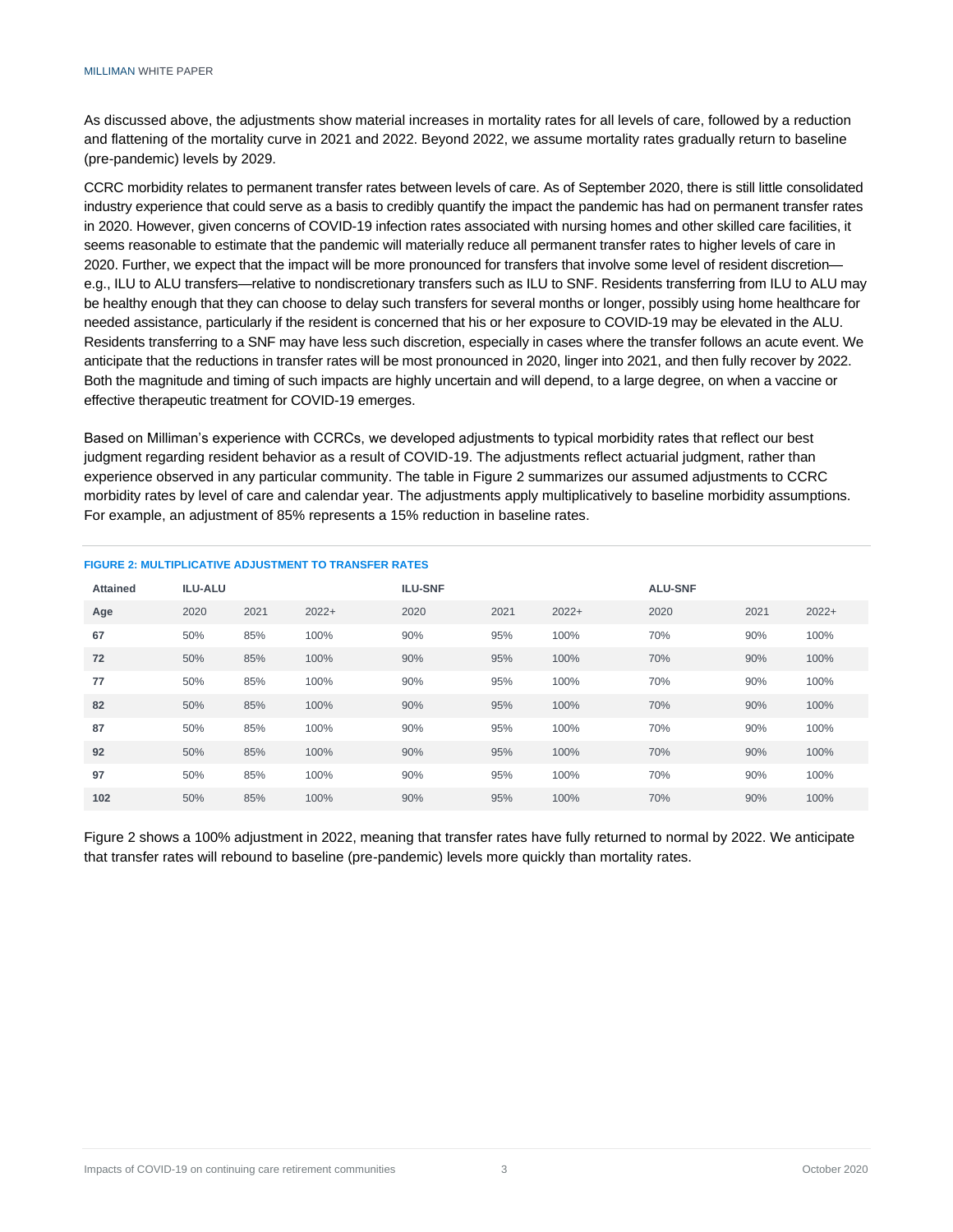As discussed above, the adjustments show material increases in mortality rates for all levels of care, followed by a reduction and flattening of the mortality curve in 2021 and 2022. Beyond 2022, we assume mortality rates gradually return to baseline (pre-pandemic) levels by 2029.

CCRC morbidity relates to permanent transfer rates between levels of care. As of September 2020, there is still little consolidated industry experience that could serve as a basis to credibly quantify the impact the pandemic has had on permanent transfer rates in 2020. However, given concerns of COVID-19 infection rates associated with nursing homes and other skilled care facilities, it seems reasonable to estimate that the pandemic will materially reduce all permanent transfer rates to higher levels of care in 2020. Further, we expect that the impact will be more pronounced for transfers that involve some level of resident discretion—e.g., ILU to ALU transfers—relative to nondiscretionary transfers such as ILU to SNF. Residents transferring from ILU to ALU may be healthy enough that they can choose to delay such transfers for several months or longer, possibly using home healthcare for needed assistance, particularly if the resident is concerned that his or her exposure to COVID-19 may be elevated in the ALU. Residents transferring to a SNF may have less such discretion, especially in cases where the transfer follows an acute event. We anticipate that the reductions in transfer rates will be most pronounced in 2020, linger into 2021, and then fully recover by 2022. Both the magnitude and timing of such impacts are highly uncertain and will depend, to a large degree, on when a vaccine or effective therapeutic treatment for COVID-19 emerges.

Based on Milliman's experience with CCRCs, we developed adjustments to typical morbidity rates that reflect our best judgment regarding resident behavior as a result of COVID-19. The adjustments reflect actuarial judgment, rather than experience observed in any particular community. The table in Figure 2 summarizes our assumed adjustments to CCRC morbidity rates by level of care and calendar year. The adjustments apply multiplicatively to baseline morbidity assumptions. For example, an adjustment of 85% represents a 15% reduction in baseline rates.

**FIGURE 2: MULTIPLICATIVE ADJUSTMENT TO TRANSFER RATES**

| Attained | ILU-ALU | | | ILU-SNF | | | ALU-SNF | | |
|---|---|---|---|---|---|---|---|---|---|
| Age | 2020 | 2021 | 2022+ | 2020 | 2021 | 2022+ | 2020 | 2021 | 2022+ |
| 67 | 50% | 85% | 100% | 90% | 95% | 100% | 70% | 90% | 100% |
| 72 | 50% | 85% | 100% | 90% | 95% | 100% | 70% | 90% | 100% |
| 77 | 50% | 85% | 100% | 90% | 95% | 100% | 70% | 90% | 100% |
| 82 | 50% | 85% | 100% | 90% | 95% | 100% | 70% | 90% | 100% |
| 87 | 50% | 85% | 100% | 90% | 95% | 100% | 70% | 90% | 100% |
| 92 | 50% | 85% | 100% | 90% | 95% | 100% | 70% | 90% | 100% |
| 97 | 50% | 85% | 100% | 90% | 95% | 100% | 70% | 90% | 100% |
| 102 | 50% | 85% | 100% | 90% | 95% | 100% | 70% | 90% | 100% |

Figure 2 shows a 100% adjustment in 2022, meaning that transfer rates have fully returned to normal by 2022. We anticipate that transfer rates will rebound to baseline (pre-pandemic) levels more quickly than mortality rates.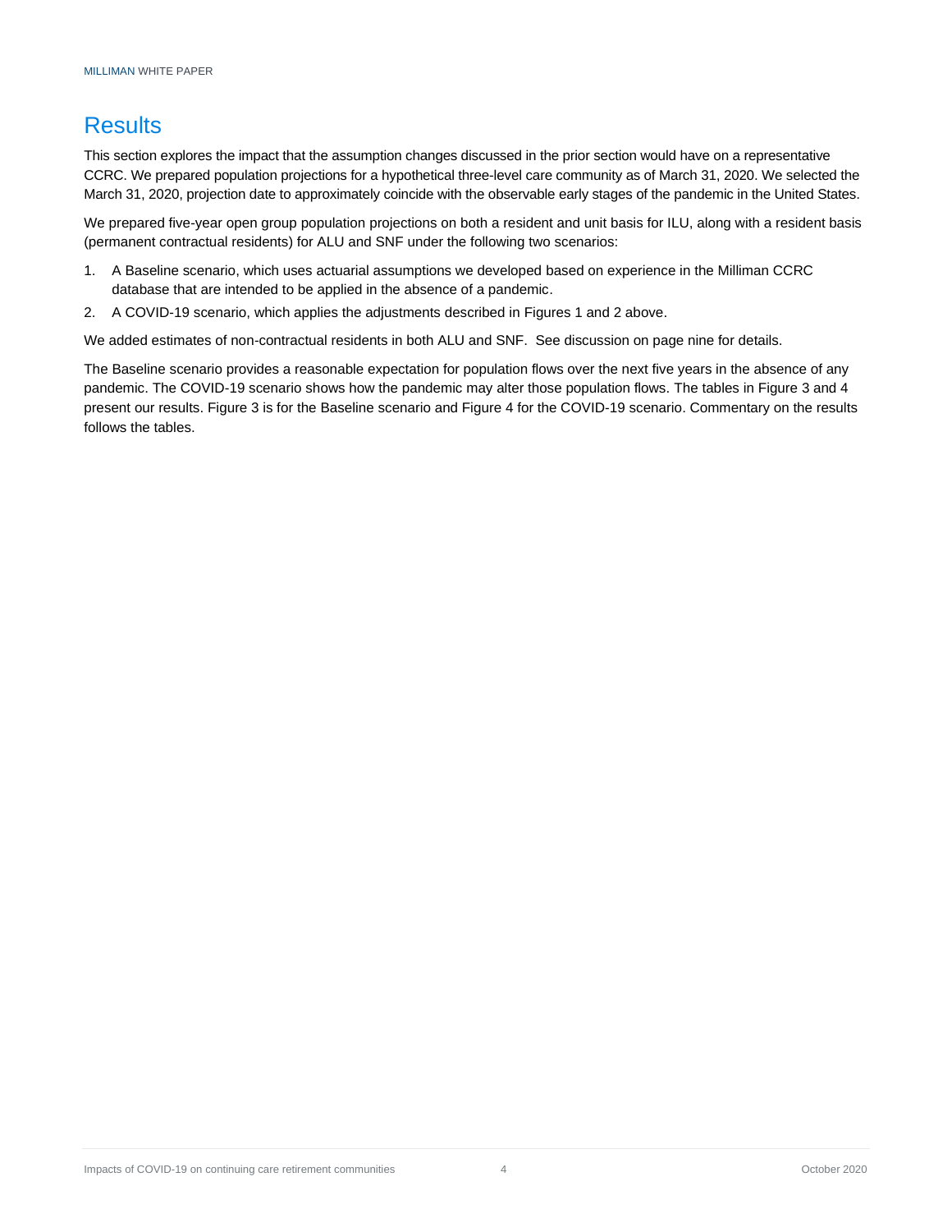# Results

This section explores the impact that the assumption changes discussed in the prior section would have on a representative CCRC. We prepared population projections for a hypothetical three-level care community as of March 31, 2020. We selected the March 31, 2020, projection date to approximately coincide with the observable early stages of the pandemic in the United States.

We prepared five-year open group population projections on both a resident and unit basis for ILU, along with a resident basis (permanent contractual residents) for ALU and SNF under the following two scenarios:

1. A Baseline scenario, which uses actuarial assumptions we developed based on experience in the Milliman CCRC database that are intended to be applied in the absence of a pandemic.
2. A COVID-19 scenario, which applies the adjustments described in Figures 1 and 2 above.

We added estimates of non-contractual residents in both ALU and SNF. See discussion on page nine for details.

The Baseline scenario provides a reasonable expectation for population flows over the next five years in the absence of any pandemic. The COVID-19 scenario shows how the pandemic may alter those population flows. The tables in Figure 3 and 4 present our results. Figure 3 is for the Baseline scenario and Figure 4 for the COVID-19 scenario. Commentary on the results follows the tables.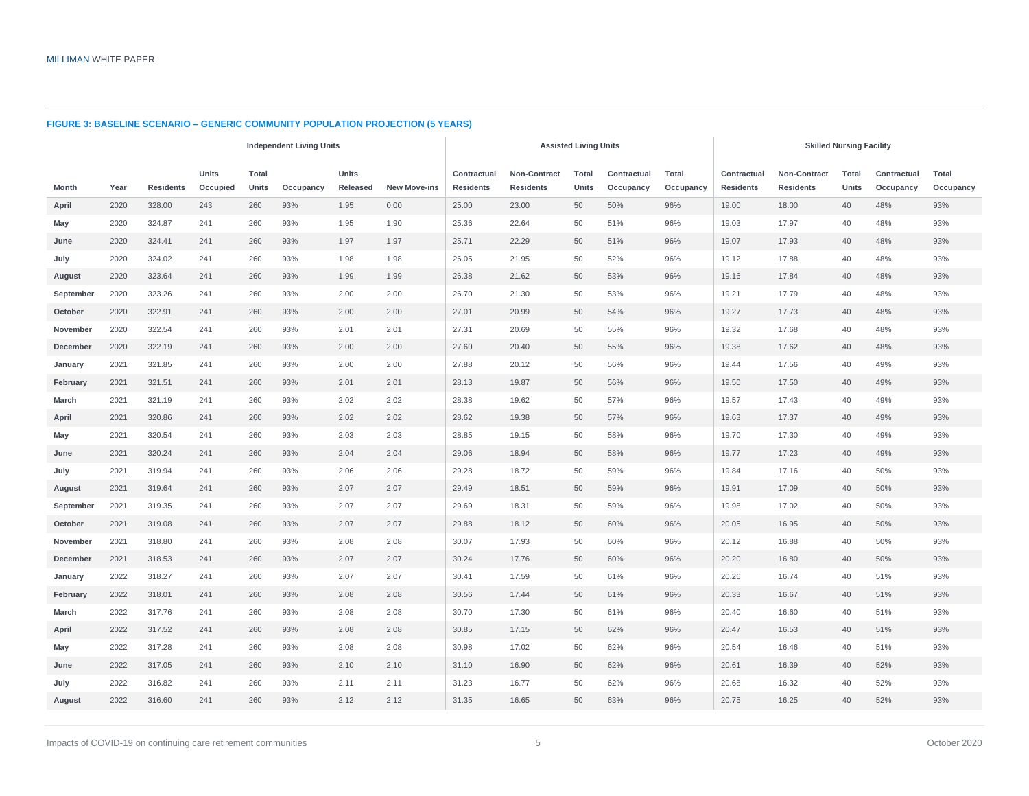**FIGURE 3: BASELINE SCENARIO – GENERIC COMMUNITY POPULATION PROJECTION (5 YEARS)**

| | | Independent Living Units | | | | | | Assisted Living Units | | | | | Skilled Nursing Facility | | | | |
|---|---|---|---|---|---|---|---|---|---|---|---|---|---|---|---|---|---|
| Month | Year | Residents | Units Occupied | Total Units | Occupancy | Units Released | New Move-ins | Contractual Residents | Non-Contract Residents | Total Units | Contractual Occupancy | Total Occupancy | Contractual Residents | Non-Contract Residents | Total Units | Contractual Occupancy | Total Occupancy |
| **April** | 2020 | 328.00 | 243 | 260 | 93% | 1.95 | 0.00 | 25.00 | 23.00 | 50 | 50% | 96% | 19.00 | 18.00 | 40 | 48% | 93% |
| **May** | 2020 | 324.87 | 241 | 260 | 93% | 1.95 | 1.90 | 25.36 | 22.64 | 50 | 51% | 96% | 19.03 | 17.97 | 40 | 48% | 93% |
| **June** | 2020 | 324.41 | 241 | 260 | 93% | 1.97 | 1.97 | 25.71 | 22.29 | 50 | 51% | 96% | 19.07 | 17.93 | 40 | 48% | 93% |
| **July** | 2020 | 324.02 | 241 | 260 | 93% | 1.98 | 1.98 | 26.05 | 21.95 | 50 | 52% | 96% | 19.12 | 17.88 | 40 | 48% | 93% |
| **August** | 2020 | 323.64 | 241 | 260 | 93% | 1.99 | 1.99 | 26.38 | 21.62 | 50 | 53% | 96% | 19.16 | 17.84 | 40 | 48% | 93% |
| **September** | 2020 | 323.26 | 241 | 260 | 93% | 2.00 | 2.00 | 26.70 | 21.30 | 50 | 53% | 96% | 19.21 | 17.79 | 40 | 48% | 93% |
| **October** | 2020 | 322.91 | 241 | 260 | 93% | 2.00 | 2.00 | 27.01 | 20.99 | 50 | 54% | 96% | 19.27 | 17.73 | 40 | 48% | 93% |
| **November** | 2020 | 322.54 | 241 | 260 | 93% | 2.01 | 2.01 | 27.31 | 20.69 | 50 | 55% | 96% | 19.32 | 17.68 | 40 | 48% | 93% |
| **December** | 2020 | 322.19 | 241 | 260 | 93% | 2.00 | 2.00 | 27.60 | 20.40 | 50 | 55% | 96% | 19.38 | 17.62 | 40 | 48% | 93% |
| **January** | 2021 | 321.85 | 241 | 260 | 93% | 2.00 | 2.00 | 27.88 | 20.12 | 50 | 56% | 96% | 19.44 | 17.56 | 40 | 49% | 93% |
| **February** | 2021 | 321.51 | 241 | 260 | 93% | 2.01 | 2.01 | 28.13 | 19.87 | 50 | 56% | 96% | 19.50 | 17.50 | 40 | 49% | 93% |
| **March** | 2021 | 321.19 | 241 | 260 | 93% | 2.02 | 2.02 | 28.38 | 19.62 | 50 | 57% | 96% | 19.57 | 17.43 | 40 | 49% | 93% |
| **April** | 2021 | 320.86 | 241 | 260 | 93% | 2.02 | 2.02 | 28.62 | 19.38 | 50 | 57% | 96% | 19.63 | 17.37 | 40 | 49% | 93% |
| **May** | 2021 | 320.54 | 241 | 260 | 93% | 2.03 | 2.03 | 28.85 | 19.15 | 50 | 58% | 96% | 19.70 | 17.30 | 40 | 49% | 93% |
| **June** | 2021 | 320.24 | 241 | 260 | 93% | 2.04 | 2.04 | 29.06 | 18.94 | 50 | 58% | 96% | 19.77 | 17.23 | 40 | 49% | 93% |
| **July** | 2021 | 319.94 | 241 | 260 | 93% | 2.06 | 2.06 | 29.28 | 18.72 | 50 | 59% | 96% | 19.84 | 17.16 | 40 | 50% | 93% |
| **August** | 2021 | 319.64 | 241 | 260 | 93% | 2.07 | 2.07 | 29.49 | 18.51 | 50 | 59% | 96% | 19.91 | 17.09 | 40 | 50% | 93% |
| **September** | 2021 | 319.35 | 241 | 260 | 93% | 2.07 | 2.07 | 29.69 | 18.31 | 50 | 59% | 96% | 19.98 | 17.02 | 40 | 50% | 93% |
| **October** | 2021 | 319.08 | 241 | 260 | 93% | 2.07 | 2.07 | 29.88 | 18.12 | 50 | 60% | 96% | 20.05 | 16.95 | 40 | 50% | 93% |
| **November** | 2021 | 318.80 | 241 | 260 | 93% | 2.08 | 2.08 | 30.07 | 17.93 | 50 | 60% | 96% | 20.12 | 16.88 | 40 | 50% | 93% |
| **December** | 2021 | 318.53 | 241 | 260 | 93% | 2.07 | 2.07 | 30.24 | 17.76 | 50 | 60% | 96% | 20.20 | 16.80 | 40 | 50% | 93% |
| **January** | 2022 | 318.27 | 241 | 260 | 93% | 2.07 | 2.07 | 30.41 | 17.59 | 50 | 61% | 96% | 20.26 | 16.74 | 40 | 51% | 93% |
| **February** | 2022 | 318.01 | 241 | 260 | 93% | 2.08 | 2.08 | 30.56 | 17.44 | 50 | 61% | 96% | 20.33 | 16.67 | 40 | 51% | 93% |
| **March** | 2022 | 317.76 | 241 | 260 | 93% | 2.08 | 2.08 | 30.70 | 17.30 | 50 | 61% | 96% | 20.40 | 16.60 | 40 | 51% | 93% |
| **April** | 2022 | 317.52 | 241 | 260 | 93% | 2.08 | 2.08 | 30.85 | 17.15 | 50 | 62% | 96% | 20.47 | 16.53 | 40 | 51% | 93% |
| **May** | 2022 | 317.28 | 241 | 260 | 93% | 2.08 | 2.08 | 30.98 | 17.02 | 50 | 62% | 96% | 20.54 | 16.46 | 40 | 51% | 93% |
| **June** | 2022 | 317.05 | 241 | 260 | 93% | 2.10 | 2.10 | 31.10 | 16.90 | 50 | 62% | 96% | 20.61 | 16.39 | 40 | 52% | 93% |
| **July** | 2022 | 316.82 | 241 | 260 | 93% | 2.11 | 2.11 | 31.23 | 16.77 | 50 | 62% | 96% | 20.68 | 16.32 | 40 | 52% | 93% |
| **August** | 2022 | 316.60 | 241 | 260 | 93% | 2.12 | 2.12 | 31.35 | 16.65 | 50 | 63% | 96% | 20.75 | 16.25 | 40 | 52% | 93% |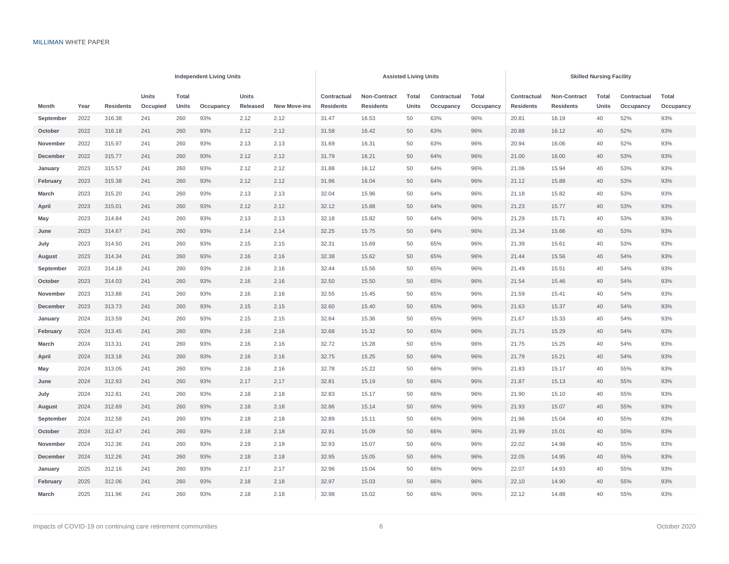| | | Independent Living Units | | | | | | Assisted Living Units | | | | | Skilled Nursing Facility | | | | |
|---|---|---|---|---|---|---|---|---|---|---|---|---|---|---|---|---|---|
| Month | Year | Residents | Units Occupied | Total Units | Occupancy | Units Released | New Move-ins | Contractual Residents | Non-Contract Residents | Total Units | Contractual Occupancy | Total Occupancy | Contractual Residents | Non-Contract Residents | Total Units | Contractual Occupancy | Total Occupancy |
| September | 2022 | 316.38 | 241 | 260 | 93% | 2.12 | 2.12 | 31.47 | 16.53 | 50 | 63% | 96% | 20.81 | 16.19 | 40 | 52% | 93% |
| October | 2022 | 316.18 | 241 | 260 | 93% | 2.12 | 2.12 | 31.58 | 16.42 | 50 | 63% | 96% | 20.88 | 16.12 | 40 | 52% | 93% |
| November | 2022 | 315.97 | 241 | 260 | 93% | 2.13 | 2.13 | 31.69 | 16.31 | 50 | 63% | 96% | 20.94 | 16.06 | 40 | 52% | 93% |
| December | 2022 | 315.77 | 241 | 260 | 93% | 2.12 | 2.12 | 31.79 | 16.21 | 50 | 64% | 96% | 21.00 | 16.00 | 40 | 53% | 93% |
| January | 2023 | 315.57 | 241 | 260 | 93% | 2.12 | 2.12 | 31.88 | 16.12 | 50 | 64% | 96% | 21.06 | 15.94 | 40 | 53% | 93% |
| February | 2023 | 315.38 | 241 | 260 | 93% | 2.12 | 2.12 | 31.96 | 16.04 | 50 | 64% | 96% | 21.12 | 15.88 | 40 | 53% | 93% |
| March | 2023 | 315.20 | 241 | 260 | 93% | 2.13 | 2.13 | 32.04 | 15.96 | 50 | 64% | 96% | 21.18 | 15.82 | 40 | 53% | 93% |
| April | 2023 | 315.01 | 241 | 260 | 93% | 2.12 | 2.12 | 32.12 | 15.88 | 50 | 64% | 96% | 21.23 | 15.77 | 40 | 53% | 93% |
| May | 2023 | 314.84 | 241 | 260 | 93% | 2.13 | 2.13 | 32.18 | 15.82 | 50 | 64% | 96% | 21.29 | 15.71 | 40 | 53% | 93% |
| June | 2023 | 314.67 | 241 | 260 | 93% | 2.14 | 2.14 | 32.25 | 15.75 | 50 | 64% | 96% | 21.34 | 15.66 | 40 | 53% | 93% |
| July | 2023 | 314.50 | 241 | 260 | 93% | 2.15 | 2.15 | 32.31 | 15.69 | 50 | 65% | 96% | 21.39 | 15.61 | 40 | 53% | 93% |
| August | 2023 | 314.34 | 241 | 260 | 93% | 2.16 | 2.16 | 32.38 | 15.62 | 50 | 65% | 96% | 21.44 | 15.56 | 40 | 54% | 93% |
| September | 2023 | 314.18 | 241 | 260 | 93% | 2.16 | 2.16 | 32.44 | 15.56 | 50 | 65% | 96% | 21.49 | 15.51 | 40 | 54% | 93% |
| October | 2023 | 314.03 | 241 | 260 | 93% | 2.16 | 2.16 | 32.50 | 15.50 | 50 | 65% | 96% | 21.54 | 15.46 | 40 | 54% | 93% |
| November | 2023 | 313.88 | 241 | 260 | 93% | 2.16 | 2.16 | 32.55 | 15.45 | 50 | 65% | 96% | 21.59 | 15.41 | 40 | 54% | 93% |
| December | 2023 | 313.73 | 241 | 260 | 93% | 2.15 | 2.15 | 32.60 | 15.40 | 50 | 65% | 96% | 21.63 | 15.37 | 40 | 54% | 93% |
| January | 2024 | 313.59 | 241 | 260 | 93% | 2.15 | 2.15 | 32.64 | 15.36 | 50 | 65% | 96% | 21.67 | 15.33 | 40 | 54% | 93% |
| February | 2024 | 313.45 | 241 | 260 | 93% | 2.16 | 2.16 | 32.68 | 15.32 | 50 | 65% | 96% | 21.71 | 15.29 | 40 | 54% | 93% |
| March | 2024 | 313.31 | 241 | 260 | 93% | 2.16 | 2.16 | 32.72 | 15.28 | 50 | 65% | 96% | 21.75 | 15.25 | 40 | 54% | 93% |
| April | 2024 | 313.18 | 241 | 260 | 93% | 2.16 | 2.16 | 32.75 | 15.25 | 50 | 66% | 96% | 21.79 | 15.21 | 40 | 54% | 93% |
| May | 2024 | 313.05 | 241 | 260 | 93% | 2.16 | 2.16 | 32.78 | 15.22 | 50 | 66% | 96% | 21.83 | 15.17 | 40 | 55% | 93% |
| June | 2024 | 312.93 | 241 | 260 | 93% | 2.17 | 2.17 | 32.81 | 15.19 | 50 | 66% | 96% | 21.87 | 15.13 | 40 | 55% | 93% |
| July | 2024 | 312.81 | 241 | 260 | 93% | 2.18 | 2.18 | 32.83 | 15.17 | 50 | 66% | 96% | 21.90 | 15.10 | 40 | 55% | 93% |
| August | 2024 | 312.69 | 241 | 260 | 93% | 2.18 | 2.18 | 32.86 | 15.14 | 50 | 66% | 96% | 21.93 | 15.07 | 40 | 55% | 93% |
| September | 2024 | 312.58 | 241 | 260 | 93% | 2.18 | 2.18 | 32.89 | 15.11 | 50 | 66% | 96% | 21.96 | 15.04 | 40 | 55% | 93% |
| October | 2024 | 312.47 | 241 | 260 | 93% | 2.18 | 2.18 | 32.91 | 15.09 | 50 | 66% | 96% | 21.99 | 15.01 | 40 | 55% | 93% |
| November | 2024 | 312.36 | 241 | 260 | 93% | 2.19 | 2.19 | 32.93 | 15.07 | 50 | 66% | 96% | 22.02 | 14.98 | 40 | 55% | 93% |
| December | 2024 | 312.26 | 241 | 260 | 93% | 2.18 | 2.18 | 32.95 | 15.05 | 50 | 66% | 96% | 22.05 | 14.95 | 40 | 55% | 93% |
| January | 2025 | 312.16 | 241 | 260 | 93% | 2.17 | 2.17 | 32.96 | 15.04 | 50 | 66% | 96% | 22.07 | 14.93 | 40 | 55% | 93% |
| February | 2025 | 312.06 | 241 | 260 | 93% | 2.18 | 2.18 | 32.97 | 15.03 | 50 | 66% | 96% | 22.10 | 14.90 | 40 | 55% | 93% |
| March | 2025 | 311.96 | 241 | 260 | 93% | 2.18 | 2.18 | 32.98 | 15.02 | 50 | 66% | 96% | 22.12 | 14.88 | 40 | 55% | 93% |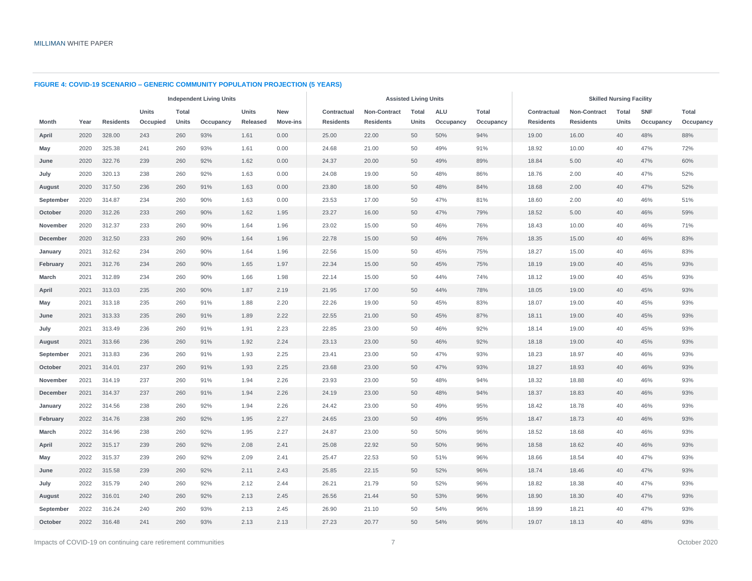**FIGURE 4: COVID-19 SCENARIO – GENERIC COMMUNITY POPULATION PROJECTION (5 YEARS)**

| | | Independent Living Units | | | | | | Assisted Living Units | | | | | Skilled Nursing Facility | | | | |
|---|---|---|---|---|---|---|---|---|---|---|---|---|---|---|---|---|---|
| Month | Year | Residents | Units Occupied | Total Units | Occupancy | Units Released | New Move-ins | Contractual Residents | Non-Contract Residents | Total Units | ALU Occupancy | Total Occupancy | Contractual Residents | Non-Contract Residents | Total Units | SNF Occupancy | Total Occupancy |
| April | 2020 | 328.00 | 243 | 260 | 93% | 1.61 | 0.00 | 25.00 | 22.00 | 50 | 50% | 94% | 19.00 | 16.00 | 40 | 48% | 88% |
| May | 2020 | 325.38 | 241 | 260 | 93% | 1.61 | 0.00 | 24.68 | 21.00 | 50 | 49% | 91% | 18.92 | 10.00 | 40 | 47% | 72% |
| June | 2020 | 322.76 | 239 | 260 | 92% | 1.62 | 0.00 | 24.37 | 20.00 | 50 | 49% | 89% | 18.84 | 5.00 | 40 | 47% | 60% |
| July | 2020 | 320.13 | 238 | 260 | 92% | 1.63 | 0.00 | 24.08 | 19.00 | 50 | 48% | 86% | 18.76 | 2.00 | 40 | 47% | 52% |
| August | 2020 | 317.50 | 236 | 260 | 91% | 1.63 | 0.00 | 23.80 | 18.00 | 50 | 48% | 84% | 18.68 | 2.00 | 40 | 47% | 52% |
| September | 2020 | 314.87 | 234 | 260 | 90% | 1.63 | 0.00 | 23.53 | 17.00 | 50 | 47% | 81% | 18.60 | 2.00 | 40 | 46% | 51% |
| October | 2020 | 312.26 | 233 | 260 | 90% | 1.62 | 1.95 | 23.27 | 16.00 | 50 | 47% | 79% | 18.52 | 5.00 | 40 | 46% | 59% |
| November | 2020 | 312.37 | 233 | 260 | 90% | 1.64 | 1.96 | 23.02 | 15.00 | 50 | 46% | 76% | 18.43 | 10.00 | 40 | 46% | 71% |
| December | 2020 | 312.50 | 233 | 260 | 90% | 1.64 | 1.96 | 22.78 | 15.00 | 50 | 46% | 76% | 18.35 | 15.00 | 40 | 46% | 83% |
| January | 2021 | 312.62 | 234 | 260 | 90% | 1.64 | 1.96 | 22.56 | 15.00 | 50 | 45% | 75% | 18.27 | 15.00 | 40 | 46% | 83% |
| February | 2021 | 312.76 | 234 | 260 | 90% | 1.65 | 1.97 | 22.34 | 15.00 | 50 | 45% | 75% | 18.19 | 19.00 | 40 | 45% | 93% |
| March | 2021 | 312.89 | 234 | 260 | 90% | 1.66 | 1.98 | 22.14 | 15.00 | 50 | 44% | 74% | 18.12 | 19.00 | 40 | 45% | 93% |
| April | 2021 | 313.03 | 235 | 260 | 90% | 1.87 | 2.19 | 21.95 | 17.00 | 50 | 44% | 78% | 18.05 | 19.00 | 40 | 45% | 93% |
| May | 2021 | 313.18 | 235 | 260 | 91% | 1.88 | 2.20 | 22.26 | 19.00 | 50 | 45% | 83% | 18.07 | 19.00 | 40 | 45% | 93% |
| June | 2021 | 313.33 | 235 | 260 | 91% | 1.89 | 2.22 | 22.55 | 21.00 | 50 | 45% | 87% | 18.11 | 19.00 | 40 | 45% | 93% |
| July | 2021 | 313.49 | 236 | 260 | 91% | 1.91 | 2.23 | 22.85 | 23.00 | 50 | 46% | 92% | 18.14 | 19.00 | 40 | 45% | 93% |
| August | 2021 | 313.66 | 236 | 260 | 91% | 1.92 | 2.24 | 23.13 | 23.00 | 50 | 46% | 92% | 18.18 | 19.00 | 40 | 45% | 93% |
| September | 2021 | 313.83 | 236 | 260 | 91% | 1.93 | 2.25 | 23.41 | 23.00 | 50 | 47% | 93% | 18.23 | 18.97 | 40 | 46% | 93% |
| October | 2021 | 314.01 | 237 | 260 | 91% | 1.93 | 2.25 | 23.68 | 23.00 | 50 | 47% | 93% | 18.27 | 18.93 | 40 | 46% | 93% |
| November | 2021 | 314.19 | 237 | 260 | 91% | 1.94 | 2.26 | 23.93 | 23.00 | 50 | 48% | 94% | 18.32 | 18.88 | 40 | 46% | 93% |
| December | 2021 | 314.37 | 237 | 260 | 91% | 1.94 | 2.26 | 24.19 | 23.00 | 50 | 48% | 94% | 18.37 | 18.83 | 40 | 46% | 93% |
| January | 2022 | 314.56 | 238 | 260 | 92% | 1.94 | 2.26 | 24.42 | 23.00 | 50 | 49% | 95% | 18.42 | 18.78 | 40 | 46% | 93% |
| February | 2022 | 314.76 | 238 | 260 | 92% | 1.95 | 2.27 | 24.65 | 23.00 | 50 | 49% | 95% | 18.47 | 18.73 | 40 | 46% | 93% |
| March | 2022 | 314.96 | 238 | 260 | 92% | 1.95 | 2.27 | 24.87 | 23.00 | 50 | 50% | 96% | 18.52 | 18.68 | 40 | 46% | 93% |
| April | 2022 | 315.17 | 239 | 260 | 92% | 2.08 | 2.41 | 25.08 | 22.92 | 50 | 50% | 96% | 18.58 | 18.62 | 40 | 46% | 93% |
| May | 2022 | 315.37 | 239 | 260 | 92% | 2.09 | 2.41 | 25.47 | 22.53 | 50 | 51% | 96% | 18.66 | 18.54 | 40 | 47% | 93% |
| June | 2022 | 315.58 | 239 | 260 | 92% | 2.11 | 2.43 | 25.85 | 22.15 | 50 | 52% | 96% | 18.74 | 18.46 | 40 | 47% | 93% |
| July | 2022 | 315.79 | 240 | 260 | 92% | 2.12 | 2.44 | 26.21 | 21.79 | 50 | 52% | 96% | 18.82 | 18.38 | 40 | 47% | 93% |
| August | 2022 | 316.01 | 240 | 260 | 92% | 2.13 | 2.45 | 26.56 | 21.44 | 50 | 53% | 96% | 18.90 | 18.30 | 40 | 47% | 93% |
| September | 2022 | 316.24 | 240 | 260 | 93% | 2.13 | 2.45 | 26.90 | 21.10 | 50 | 54% | 96% | 18.99 | 18.21 | 40 | 47% | 93% |
| October | 2022 | 316.48 | 241 | 260 | 93% | 2.13 | 2.13 | 27.23 | 20.77 | 50 | 54% | 96% | 19.07 | 18.13 | 40 | 48% | 93% |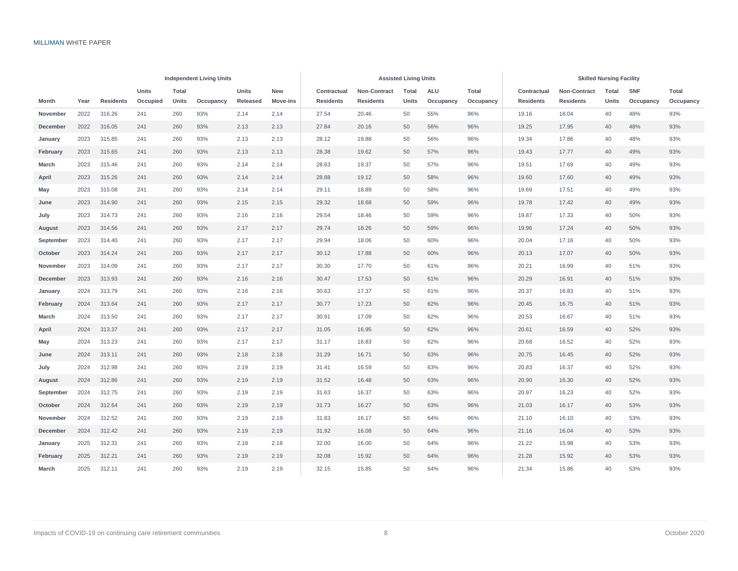| | | Independent Living Units | | | | | | Assisted Living Units | | | | | Skilled Nursing Facility | | | | |
|---|---|---|---|---|---|---|---|---|---|---|---|---|---|---|---|---|---|
| Month | Year | Residents | Units Occupied | Total Units | Occupancy | Units Released | New Move-ins | Contractual Residents | Non-Contract Residents | Total Units | ALU Occupancy | Total Occupancy | Contractual Residents | Non-Contract Residents | Total Units | SNF Occupancy | Total Occupancy |
| **November** | 2022 | 316.26 | 241 | 260 | 93% | 2.14 | 2.14 | 27.54 | 20.46 | 50 | 55% | 96% | 19.16 | 18.04 | 40 | 48% | 93% |
| **December** | 2022 | 316.05 | 241 | 260 | 93% | 2.13 | 2.13 | 27.84 | 20.16 | 50 | 56% | 96% | 19.25 | 17.95 | 40 | 48% | 93% |
| **January** | 2023 | 315.85 | 241 | 260 | 93% | 2.13 | 2.13 | 28.12 | 19.88 | 50 | 56% | 96% | 19.34 | 17.86 | 40 | 48% | 93% |
| **February** | 2023 | 315.65 | 241 | 260 | 93% | 2.13 | 2.13 | 28.38 | 19.62 | 50 | 57% | 96% | 19.43 | 17.77 | 40 | 49% | 93% |
| **March** | 2023 | 315.46 | 241 | 260 | 93% | 2.14 | 2.14 | 28.63 | 19.37 | 50 | 57% | 96% | 19.51 | 17.69 | 40 | 49% | 93% |
| **April** | 2023 | 315.26 | 241 | 260 | 93% | 2.14 | 2.14 | 28.88 | 19.12 | 50 | 58% | 96% | 19.60 | 17.60 | 40 | 49% | 93% |
| **May** | 2023 | 315.08 | 241 | 260 | 93% | 2.14 | 2.14 | 29.11 | 18.89 | 50 | 58% | 96% | 19.69 | 17.51 | 40 | 49% | 93% |
| **June** | 2023 | 314.90 | 241 | 260 | 93% | 2.15 | 2.15 | 29.32 | 18.68 | 50 | 59% | 96% | 19.78 | 17.42 | 40 | 49% | 93% |
| **July** | 2023 | 314.73 | 241 | 260 | 93% | 2.16 | 2.16 | 29.54 | 18.46 | 50 | 59% | 96% | 19.87 | 17.33 | 40 | 50% | 93% |
| **August** | 2023 | 314.56 | 241 | 260 | 93% | 2.17 | 2.17 | 29.74 | 18.26 | 50 | 59% | 96% | 19.96 | 17.24 | 40 | 50% | 93% |
| **September** | 2023 | 314.40 | 241 | 260 | 93% | 2.17 | 2.17 | 29.94 | 18.06 | 50 | 60% | 96% | 20.04 | 17.16 | 40 | 50% | 93% |
| **October** | 2023 | 314.24 | 241 | 260 | 93% | 2.17 | 2.17 | 30.12 | 17.88 | 50 | 60% | 96% | 20.13 | 17.07 | 40 | 50% | 93% |
| **November** | 2023 | 314.09 | 241 | 260 | 93% | 2.17 | 2.17 | 30.30 | 17.70 | 50 | 61% | 96% | 20.21 | 16.99 | 40 | 51% | 93% |
| **December** | 2023 | 313.93 | 241 | 260 | 93% | 2.16 | 2.16 | 30.47 | 17.53 | 50 | 61% | 96% | 20.29 | 16.91 | 40 | 51% | 93% |
| **January** | 2024 | 313.79 | 241 | 260 | 93% | 2.16 | 2.16 | 30.63 | 17.37 | 50 | 61% | 96% | 20.37 | 16.83 | 40 | 51% | 93% |
| **February** | 2024 | 313.64 | 241 | 260 | 93% | 2.17 | 2.17 | 30.77 | 17.23 | 50 | 62% | 96% | 20.45 | 16.75 | 40 | 51% | 93% |
| **March** | 2024 | 313.50 | 241 | 260 | 93% | 2.17 | 2.17 | 30.91 | 17.09 | 50 | 62% | 96% | 20.53 | 16.67 | 40 | 51% | 93% |
| **April** | 2024 | 313.37 | 241 | 260 | 93% | 2.17 | 2.17 | 31.05 | 16.95 | 50 | 62% | 96% | 20.61 | 16.59 | 40 | 52% | 93% |
| **May** | 2024 | 313.23 | 241 | 260 | 93% | 2.17 | 2.17 | 31.17 | 16.83 | 50 | 62% | 96% | 20.68 | 16.52 | 40 | 52% | 93% |
| **June** | 2024 | 313.11 | 241 | 260 | 93% | 2.18 | 2.18 | 31.29 | 16.71 | 50 | 63% | 96% | 20.75 | 16.45 | 40 | 52% | 93% |
| **July** | 2024 | 312.98 | 241 | 260 | 93% | 2.19 | 2.19 | 31.41 | 16.59 | 50 | 63% | 96% | 20.83 | 16.37 | 40 | 52% | 93% |
| **August** | 2024 | 312.86 | 241 | 260 | 93% | 2.19 | 2.19 | 31.52 | 16.48 | 50 | 63% | 96% | 20.90 | 16.30 | 40 | 52% | 93% |
| **September** | 2024 | 312.75 | 241 | 260 | 93% | 2.19 | 2.19 | 31.63 | 16.37 | 50 | 63% | 96% | 20.97 | 16.23 | 40 | 52% | 93% |
| **October** | 2024 | 312.64 | 241 | 260 | 93% | 2.19 | 2.19 | 31.73 | 16.27 | 50 | 63% | 96% | 21.03 | 16.17 | 40 | 53% | 93% |
| **November** | 2024 | 312.52 | 241 | 260 | 93% | 2.19 | 2.19 | 31.83 | 16.17 | 50 | 64% | 96% | 21.10 | 16.10 | 40 | 53% | 93% |
| **December** | 2024 | 312.42 | 241 | 260 | 93% | 2.19 | 2.19 | 31.92 | 16.08 | 50 | 64% | 96% | 21.16 | 16.04 | 40 | 53% | 93% |
| **January** | 2025 | 312.31 | 241 | 260 | 93% | 2.18 | 2.18 | 32.00 | 16.00 | 50 | 64% | 96% | 21.22 | 15.98 | 40 | 53% | 93% |
| **February** | 2025 | 312.21 | 241 | 260 | 93% | 2.19 | 2.19 | 32.08 | 15.92 | 50 | 64% | 96% | 21.28 | 15.92 | 40 | 53% | 93% |
| **March** | 2025 | 312.11 | 241 | 260 | 93% | 2.19 | 2.19 | 32.15 | 15.85 | 50 | 64% | 96% | 21.34 | 15.86 | 40 | 53% | 93% |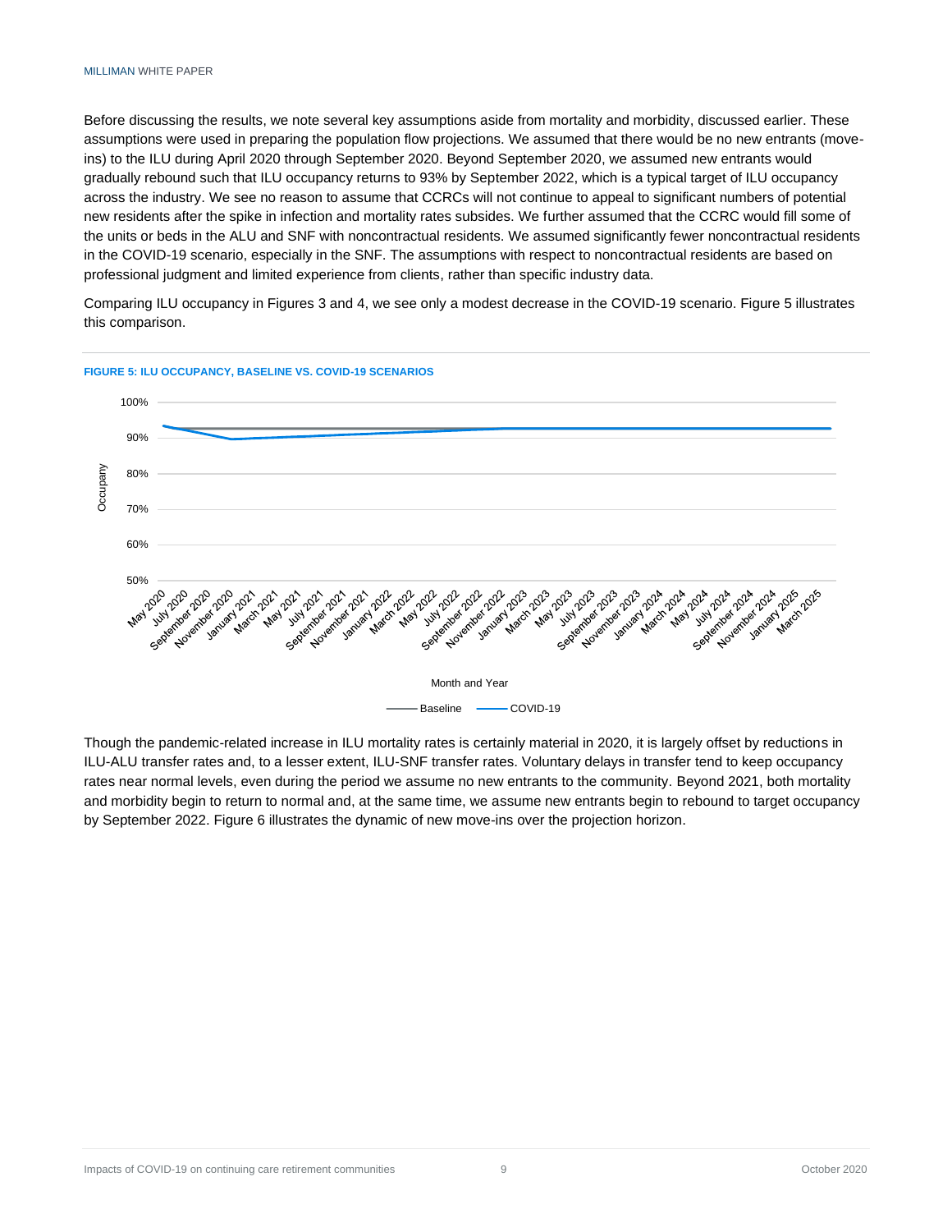Before discussing the results, we note several key assumptions aside from mortality and morbidity, discussed earlier. These assumptions were used in preparing the population flow projections. We assumed that there would be no new entrants (move-ins) to the ILU during April 2020 through September 2020. Beyond September 2020, we assumed new entrants would gradually rebound such that ILU occupancy returns to 93% by September 2022, which is a typical target of ILU occupancy across the industry. We see no reason to assume that CCRCs will not continue to appeal to significant numbers of potential new residents after the spike in infection and mortality rates subsides. We further assumed that the CCRC would fill some of the units or beds in the ALU and SNF with noncontractual residents. We assumed significantly fewer noncontractual residents in the COVID-19 scenario, especially in the SNF. The assumptions with respect to noncontractual residents are based on professional judgment and limited experience from clients, rather than specific industry data.

Comparing ILU occupancy in Figures 3 and 4, we see only a modest decrease in the COVID-19 scenario. Figure 5 illustrates this comparison.

**FIGURE 5: ILU OCCUPANCY, BASELINE VS. COVID-19 SCENARIOS**

Though the pandemic-related increase in ILU mortality rates is certainly material in 2020, it is largely offset by reductions in ILU-ALU transfer rates and, to a lesser extent, ILU-SNF transfer rates. Voluntary delays in transfer tend to keep occupancy rates near normal levels, even during the period we assume no new entrants to the community. Beyond 2021, both mortality and morbidity begin to return to normal and, at the same time, we assume new entrants begin to rebound to target occupancy by September 2022. Figure 6 illustrates the dynamic of new move-ins over the projection horizon.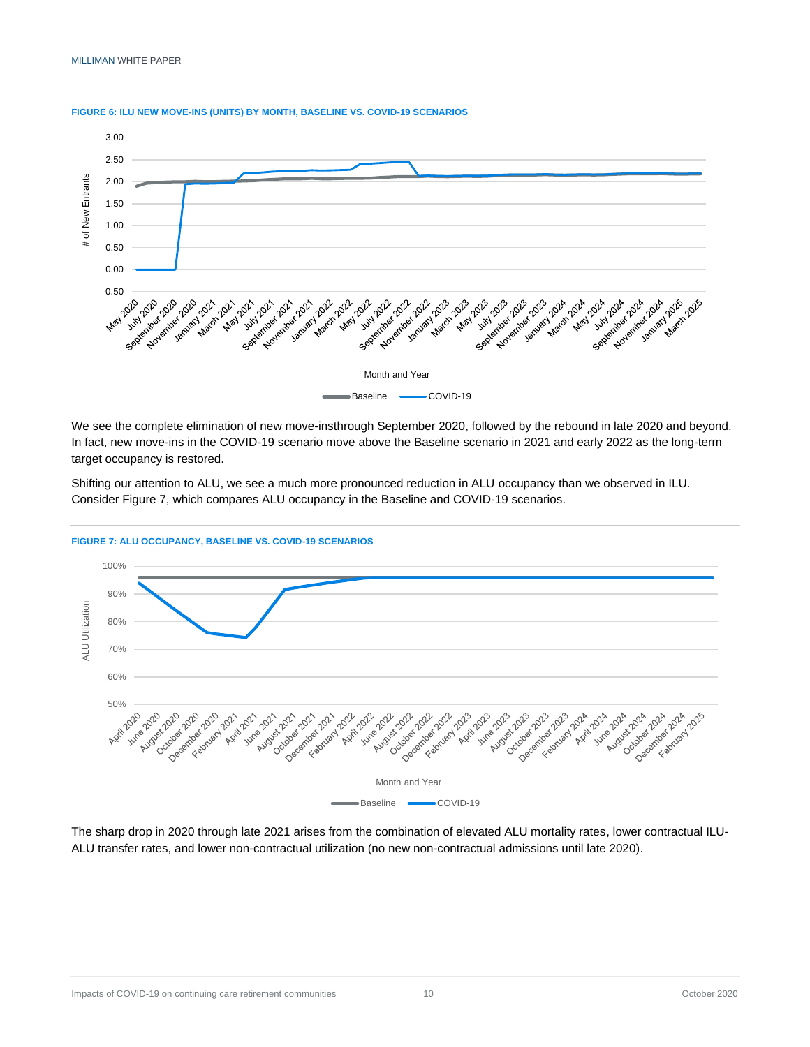**FIGURE 6: ILU NEW MOVE-INS (UNITS) BY MONTH, BASELINE VS. COVID-19 SCENARIOS**

We see the complete elimination of new move-insthrough September 2020, followed by the rebound in late 2020 and beyond. In fact, new move-ins in the COVID-19 scenario move above the Baseline scenario in 2021 and early 2022 as the long-term target occupancy is restored.

Shifting our attention to ALU, we see a much more pronounced reduction in ALU occupancy than we observed in ILU. Consider Figure 7, which compares ALU occupancy in the Baseline and COVID-19 scenarios.

**FIGURE 7: ALU OCCUPANCY, BASELINE VS. COVID-19 SCENARIOS**

The sharp drop in 2020 through late 2021 arises from the combination of elevated ALU mortality rates, lower contractual ILU-ALU transfer rates, and lower non-contractual utilization (no new non-contractual admissions until late 2020).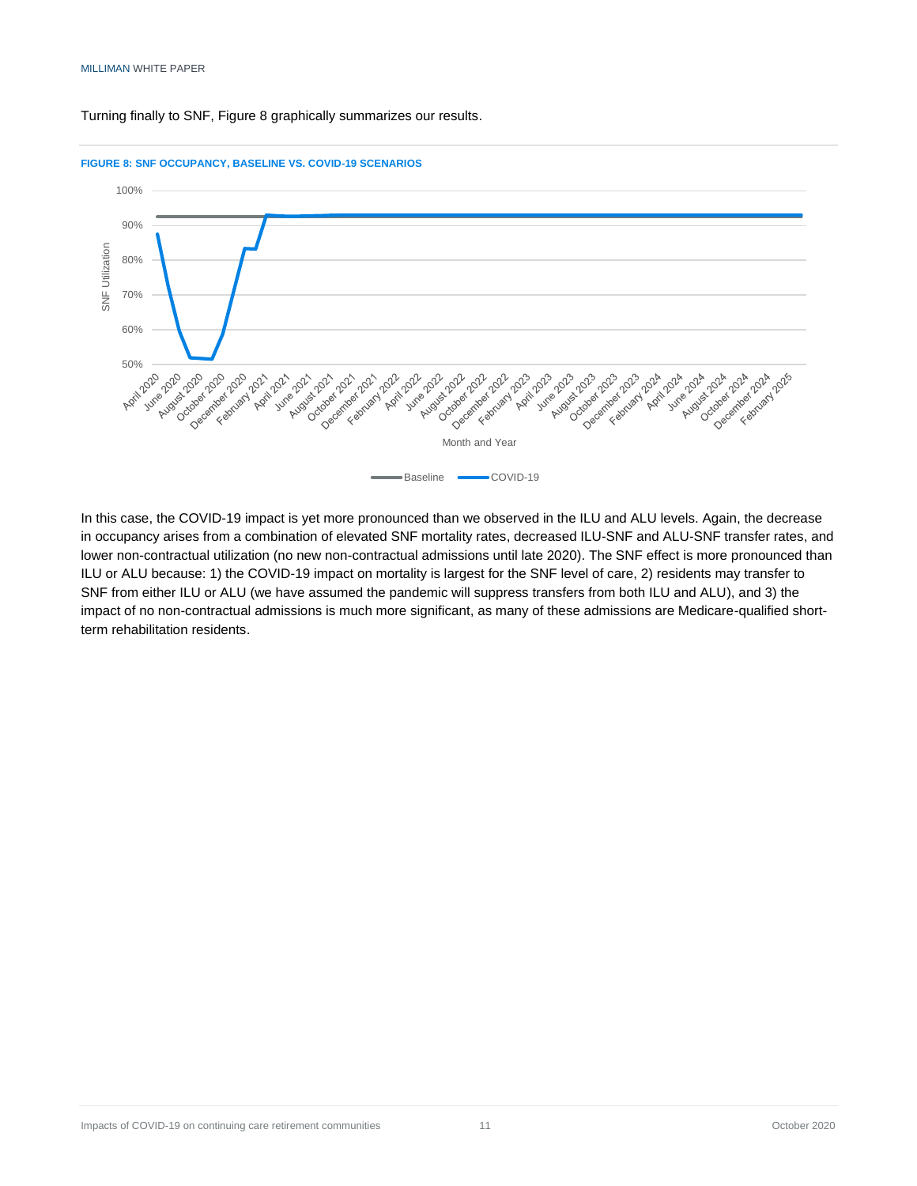Turning finally to SNF, Figure 8 graphically summarizes our results.

**FIGURE 8: SNF OCCUPANCY, BASELINE VS. COVID-19 SCENARIOS**

In this case, the COVID-19 impact is yet more pronounced than we observed in the ILU and ALU levels. Again, the decrease in occupancy arises from a combination of elevated SNF mortality rates, decreased ILU-SNF and ALU-SNF transfer rates, and lower non-contractual utilization (no new non-contractual admissions until late 2020). The SNF effect is more pronounced than ILU or ALU because: 1) the COVID-19 impact on mortality is largest for the SNF level of care, 2) residents may transfer to SNF from either ILU or ALU (we have assumed the pandemic will suppress transfers from both ILU and ALU), and 3) the impact of no non-contractual admissions is much more significant, as many of these admissions are Medicare-qualified short-term rehabilitation residents.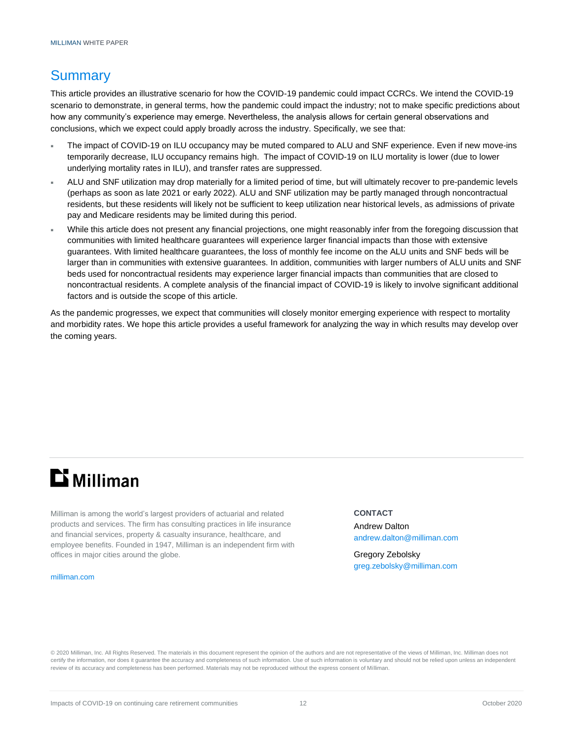## Summary

This article provides an illustrative scenario for how the COVID-19 pandemic could impact CCRCs. We intend the COVID-19 scenario to demonstrate, in general terms, how the pandemic could impact the industry; not to make specific predictions about how any community's experience may emerge. Nevertheless, the analysis allows for certain general observations and conclusions, which we expect could apply broadly across the industry. Specifically, we see that:

- The impact of COVID-19 on ILU occupancy may be muted compared to ALU and SNF experience. Even if new move-ins temporarily decrease, ILU occupancy remains high. The impact of COVID-19 on ILU mortality is lower (due to lower underlying mortality rates in ILU), and transfer rates are suppressed.
- ALU and SNF utilization may drop materially for a limited period of time, but will ultimately recover to pre-pandemic levels (perhaps as soon as late 2021 or early 2022). ALU and SNF utilization may be partly managed through noncontractual residents, but these residents will likely not be sufficient to keep utilization near historical levels, as admissions of private pay and Medicare residents may be limited during this period.
- While this article does not present any financial projections, one might reasonably infer from the foregoing discussion that communities with limited healthcare guarantees will experience larger financial impacts than those with extensive guarantees. With limited healthcare guarantees, the loss of monthly fee income on the ALU units and SNF beds will be larger than in communities with extensive guarantees. In addition, communities with larger numbers of ALU units and SNF beds used for noncontractual residents may experience larger financial impacts than communities that are closed to noncontractual residents. A complete analysis of the financial impact of COVID-19 is likely to involve significant additional factors and is outside the scope of this article.

As the pandemic progresses, we expect that communities will closely monitor emerging experience with respect to mortality and morbidity rates. We hope this article provides a useful framework for analyzing the way in which results may develop over the coming years.

**Milliman**

Milliman is among the world's largest providers of actuarial and related products and services. The firm has consulting practices in life insurance and financial services, property & casualty insurance, healthcare, and employee benefits. Founded in 1947, Milliman is an independent firm with offices in major cities around the globe.

milliman.com

**CONTACT**

Andrew Dalton
andrew.dalton@milliman.com

Gregory Zebolsky
greg.zebolsky@milliman.com

© 2020 Milliman, Inc. All Rights Reserved. The materials in this document represent the opinion of the authors and are not representative of the views of Milliman, Inc. Milliman does not certify the information, nor does it guarantee the accuracy and completeness of such information. Use of such information is voluntary and should not be relied upon unless an independent review of its accuracy and completeness has been performed. Materials may not be reproduced without the express consent of Milliman.